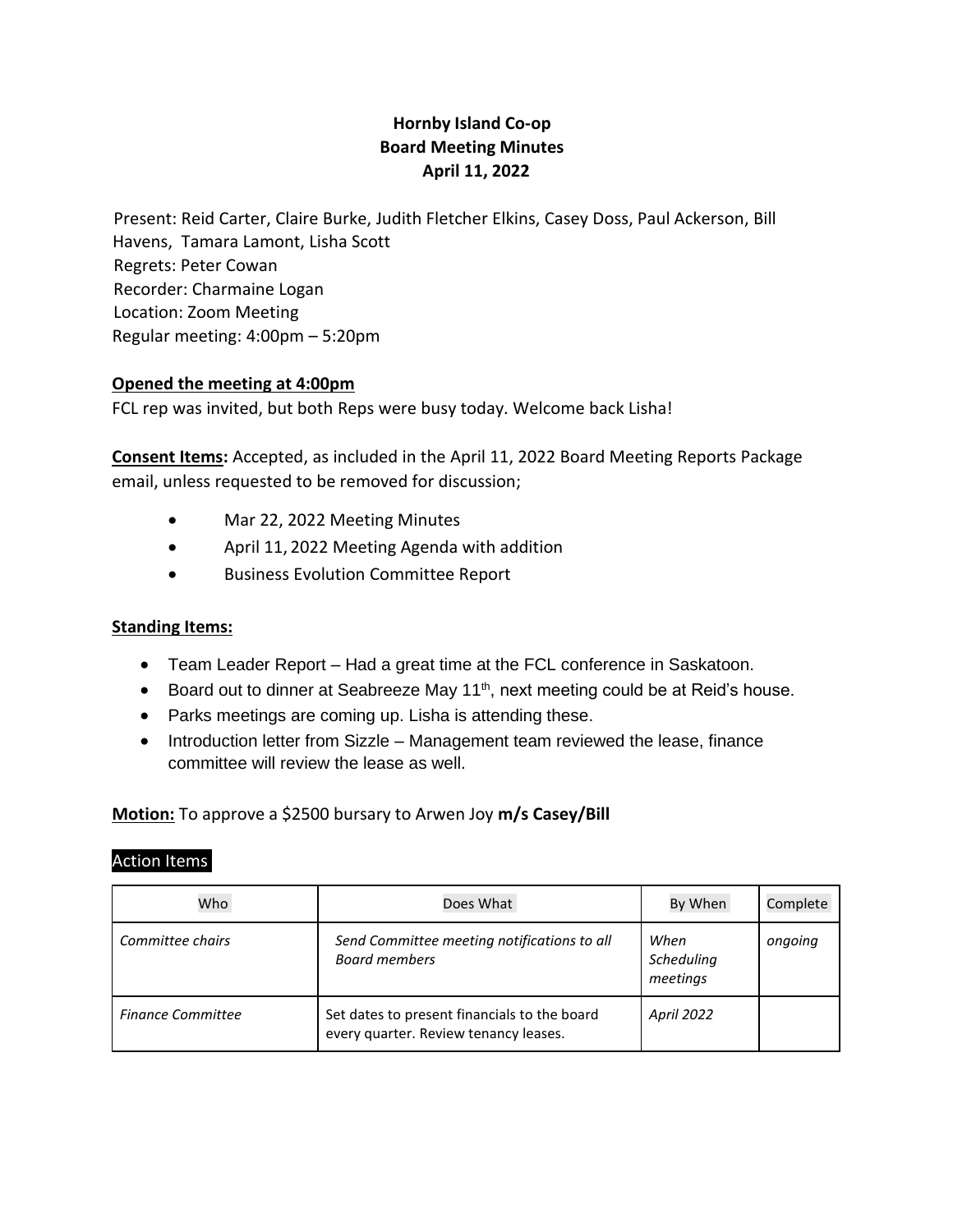# Hornby Island Co-op
## Board Meeting Minutes
### April 11, 2022

Present: Reid Carter, Claire Burke, Judith Fletcher Elkins, Casey Doss, Paul Ackerson, Bill Havens, Tamara Lamont, Lisha Scott
Regrets: Peter Cowan
Recorder: Charmaine Logan
Location: Zoom Meeting
Regular meeting: 4:00pm – 5:20pm

**Opened the meeting at 4:00pm**

FCL rep was invited, but both Reps were busy today. Welcome back Lisha!

**Consent Items:** Accepted, as included in the April 11, 2022 Board Meeting Reports Package email, unless requested to be removed for discussion;

- Mar 22, 2022 Meeting Minutes
- April 11, 2022 Meeting Agenda with addition
- Business Evolution Committee Report

**Standing Items:**

- Team Leader Report – Had a great time at the FCL conference in Saskatoon.
- Board out to dinner at Seabreeze May 11th, next meeting could be at Reid's house.
- Parks meetings are coming up. Lisha is attending these.
- Introduction letter from Sizzle – Management team reviewed the lease, finance committee will review the lease as well.

**Motion:** To approve a $2500 bursary to Arwen Joy **m/s Casey/Bill**

Action Items

| Who | Does What | By When | Complete |
| --- | --- | --- | --- |
| *Committee chairs* | *Send Committee meeting notifications to all Board members* | *When Scheduling meetings* | *ongoing* |
| *Finance Committee* | Set dates to present financials to the board every quarter. Review tenancy leases. | *April 2022* | |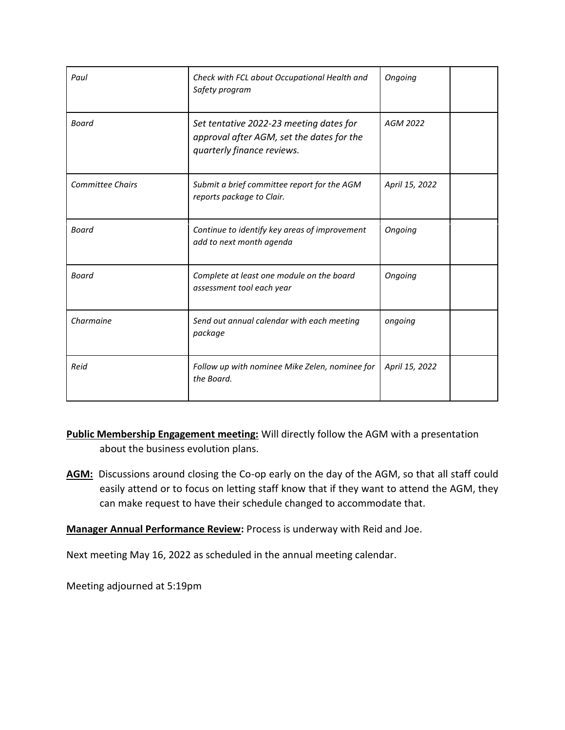| | | | |
|---|---|---|---|
| *Paul* | *Check with FCL about Occupational Health and Safety program* | *Ongoing* | |
| *Board* | *Set tentative 2022-23 meeting dates for approval after AGM, set the dates for the quarterly finance reviews.* | *AGM 2022* | |
| *Committee Chairs* | *Submit a brief committee report for the AGM reports package to Clair.* | *April 15, 2022* | |
| *Board* | *Continue to identify key areas of improvement add to next month agenda* | *Ongoing* | |
| *Board* | *Complete at least one module on the board assessment tool each year* | *Ongoing* | |
| *Charmaine* | *Send out annual calendar with each meeting package* | *ongoing* | |
| *Reid* | *Follow up with nominee Mike Zelen, nominee for the Board.* | *April 15, 2022* | |

**Public Membership Engagement meeting:** Will directly follow the AGM with a presentation about the business evolution plans.

**AGM:** Discussions around closing the Co-op early on the day of the AGM, so that all staff could easily attend or to focus on letting staff know that if they want to attend the AGM, they can make request to have their schedule changed to accommodate that.

**Manager Annual Performance Review:** Process is underway with Reid and Joe.

Next meeting May 16, 2022 as scheduled in the annual meeting calendar.

Meeting adjourned at 5:19pm